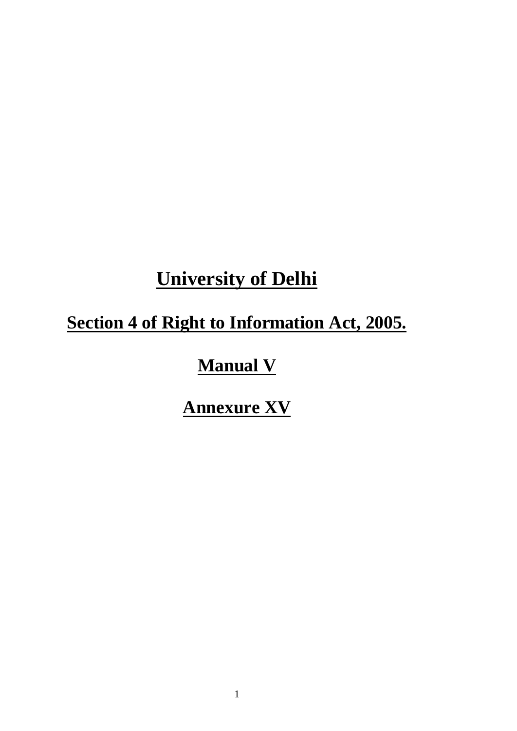# University of Delhi

## Section 4 of Right to Information Act, 2005.

## Manual V

## Annexure XV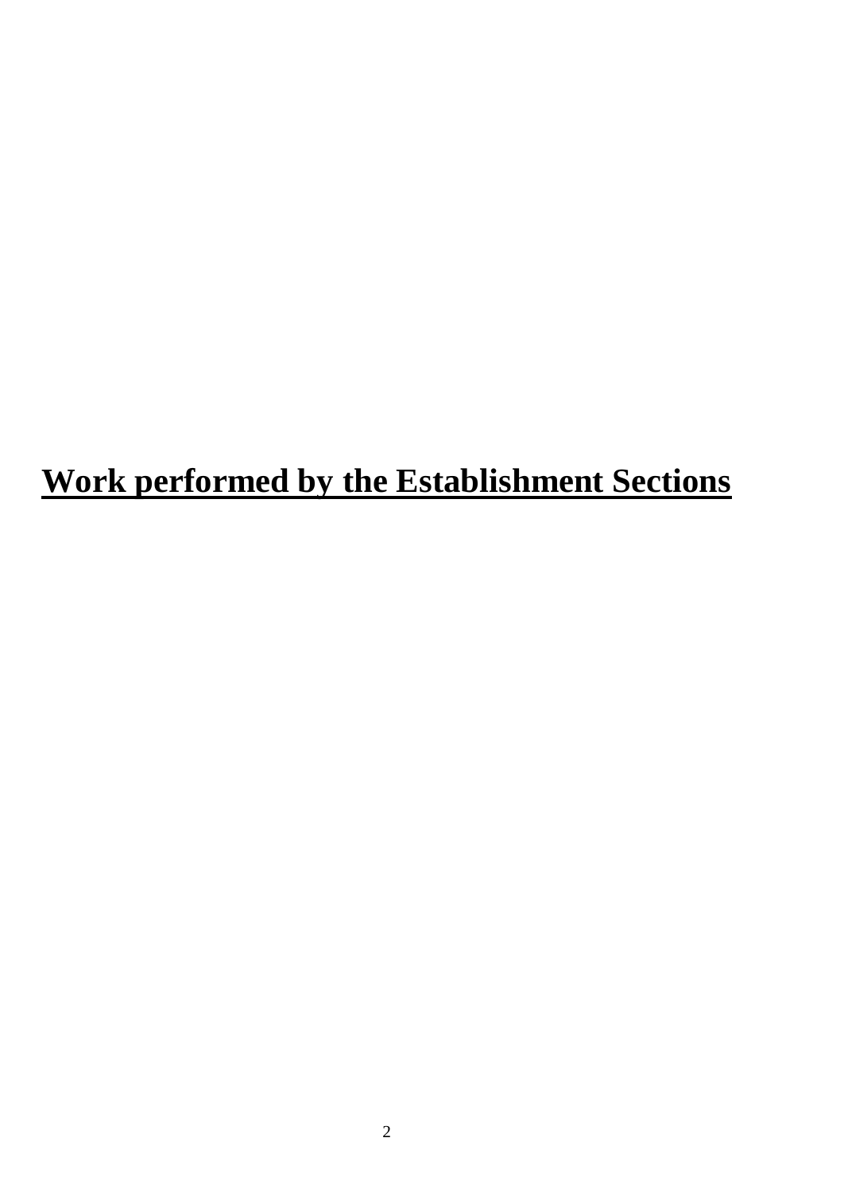# Work performed by the Establishment Sections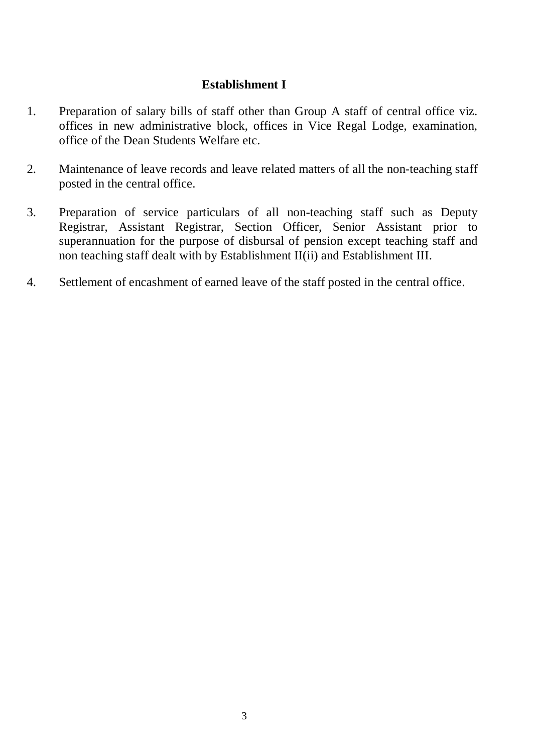## Establishment I

1. Preparation of salary bills of staff other than Group A staff of central office viz. offices in new administrative block, offices in Vice Regal Lodge, examination, office of the Dean Students Welfare etc.

2. Maintenance of leave records and leave related matters of all the non-teaching staff posted in the central office.

3. Preparation of service particulars of all non-teaching staff such as Deputy Registrar, Assistant Registrar, Section Officer, Senior Assistant prior to superannuation for the purpose of disbursal of pension except teaching staff and non teaching staff dealt with by Establishment II(ii) and Establishment III.

4. Settlement of encashment of earned leave of the staff posted in the central office.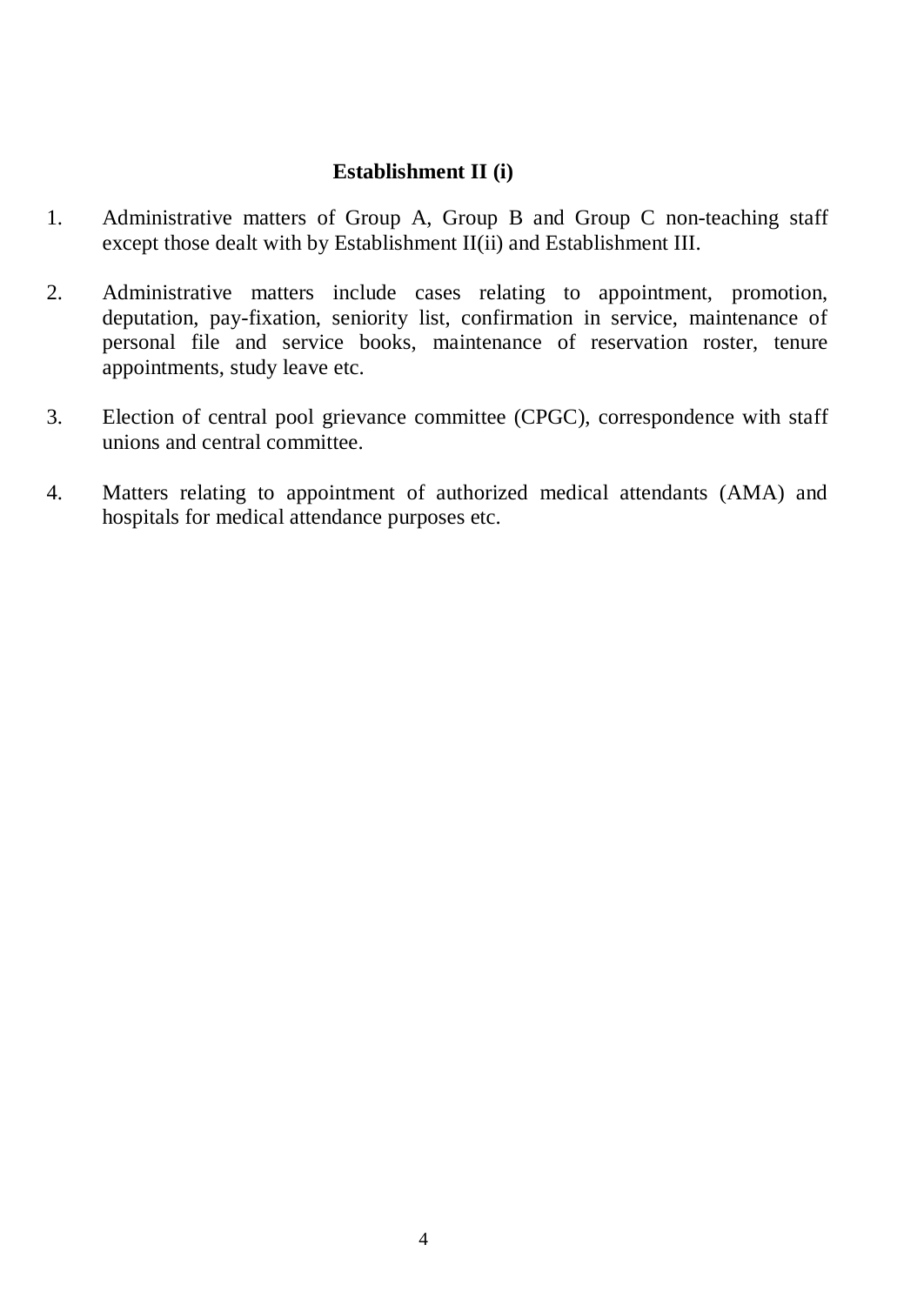## Establishment II (i)

1. Administrative matters of Group A, Group B and Group C non-teaching staff except those dealt with by Establishment II(ii) and Establishment III.

2. Administrative matters include cases relating to appointment, promotion, deputation, pay-fixation, seniority list, confirmation in service, maintenance of personal file and service books, maintenance of reservation roster, tenure appointments, study leave etc.

3. Election of central pool grievance committee (CPGC), correspondence with staff unions and central committee.

4. Matters relating to appointment of authorized medical attendants (AMA) and hospitals for medical attendance purposes etc.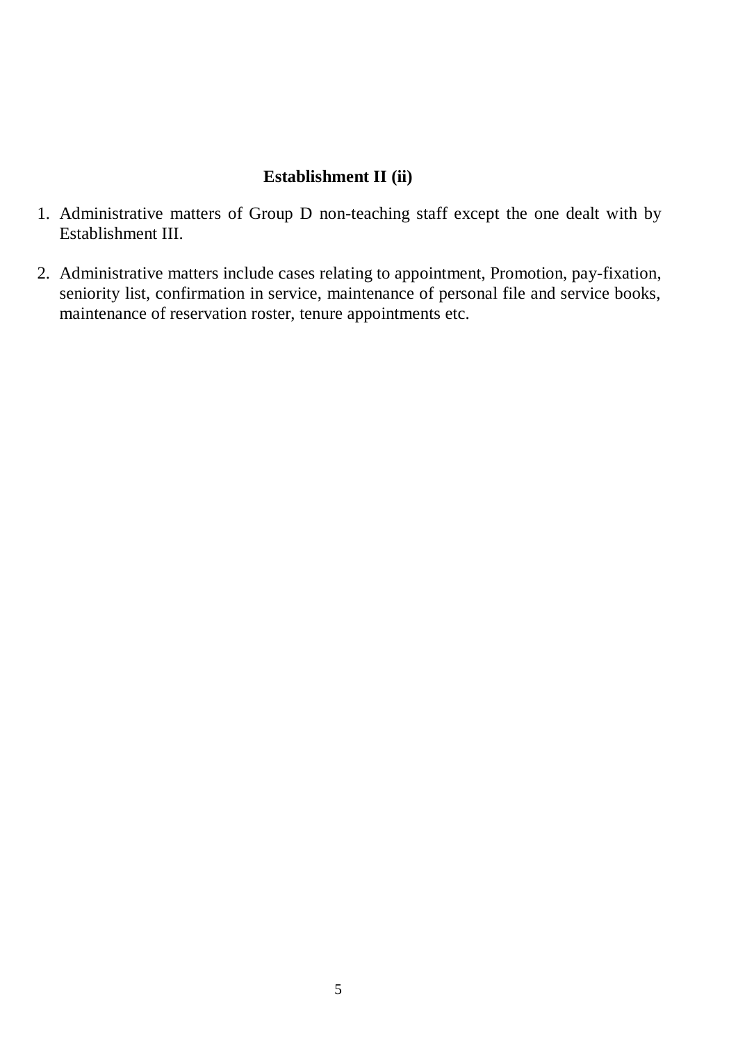**Establishment II (ii)**

1. Administrative matters of Group D non-teaching staff except the one dealt with by Establishment III.

2. Administrative matters include cases relating to appointment, Promotion, pay-fixation, seniority list, confirmation in service, maintenance of personal file and service books, maintenance of reservation roster, tenure appointments etc.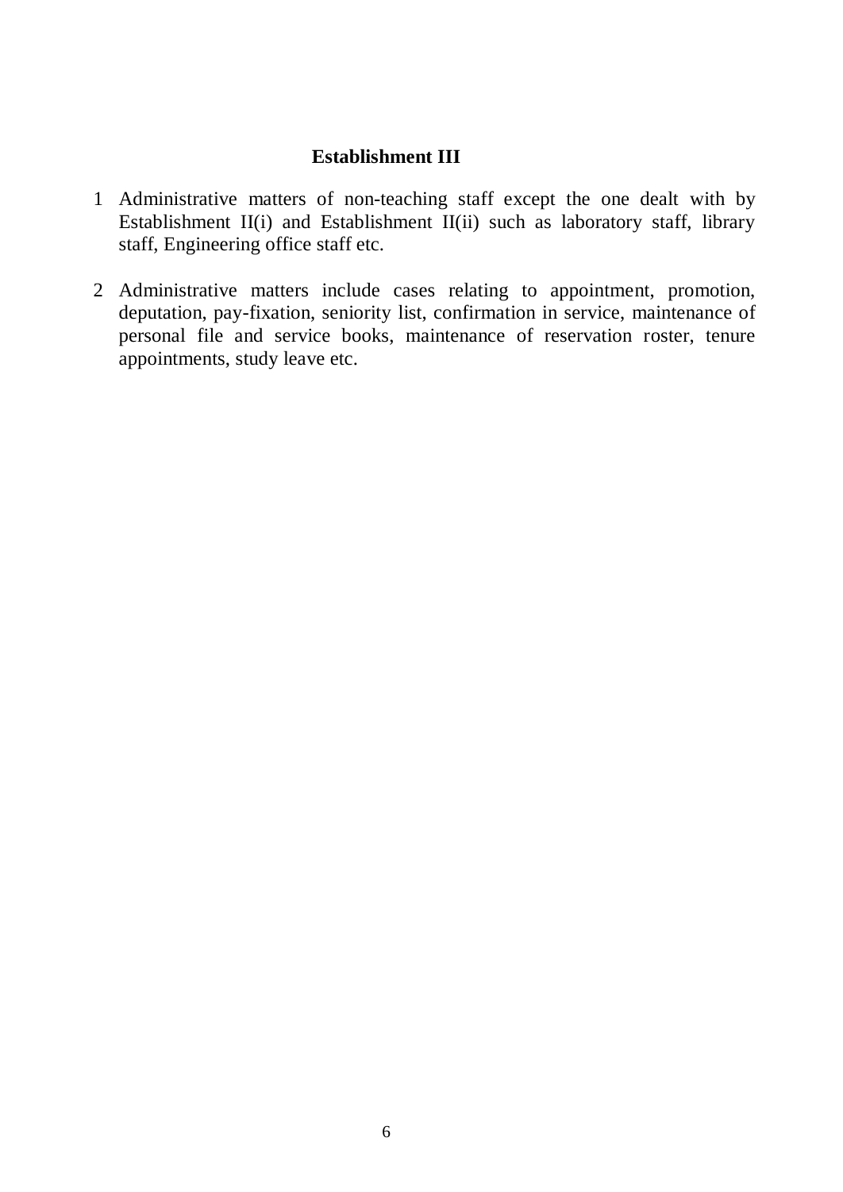## Establishment III

1. Administrative matters of non-teaching staff except the one dealt with by Establishment II(i) and Establishment II(ii) such as laboratory staff, library staff, Engineering office staff etc.

2. Administrative matters include cases relating to appointment, promotion, deputation, pay-fixation, seniority list, confirmation in service, maintenance of personal file and service books, maintenance of reservation roster, tenure appointments, study leave etc.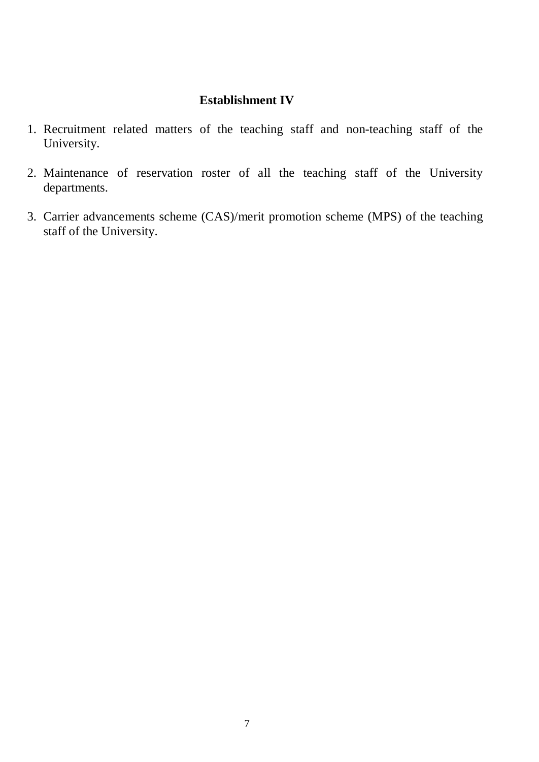## Establishment IV

1. Recruitment related matters of the teaching staff and non-teaching staff of the University.

2. Maintenance of reservation roster of all the teaching staff of the University departments.

3. Carrier advancements scheme (CAS)/merit promotion scheme (MPS) of the teaching staff of the University.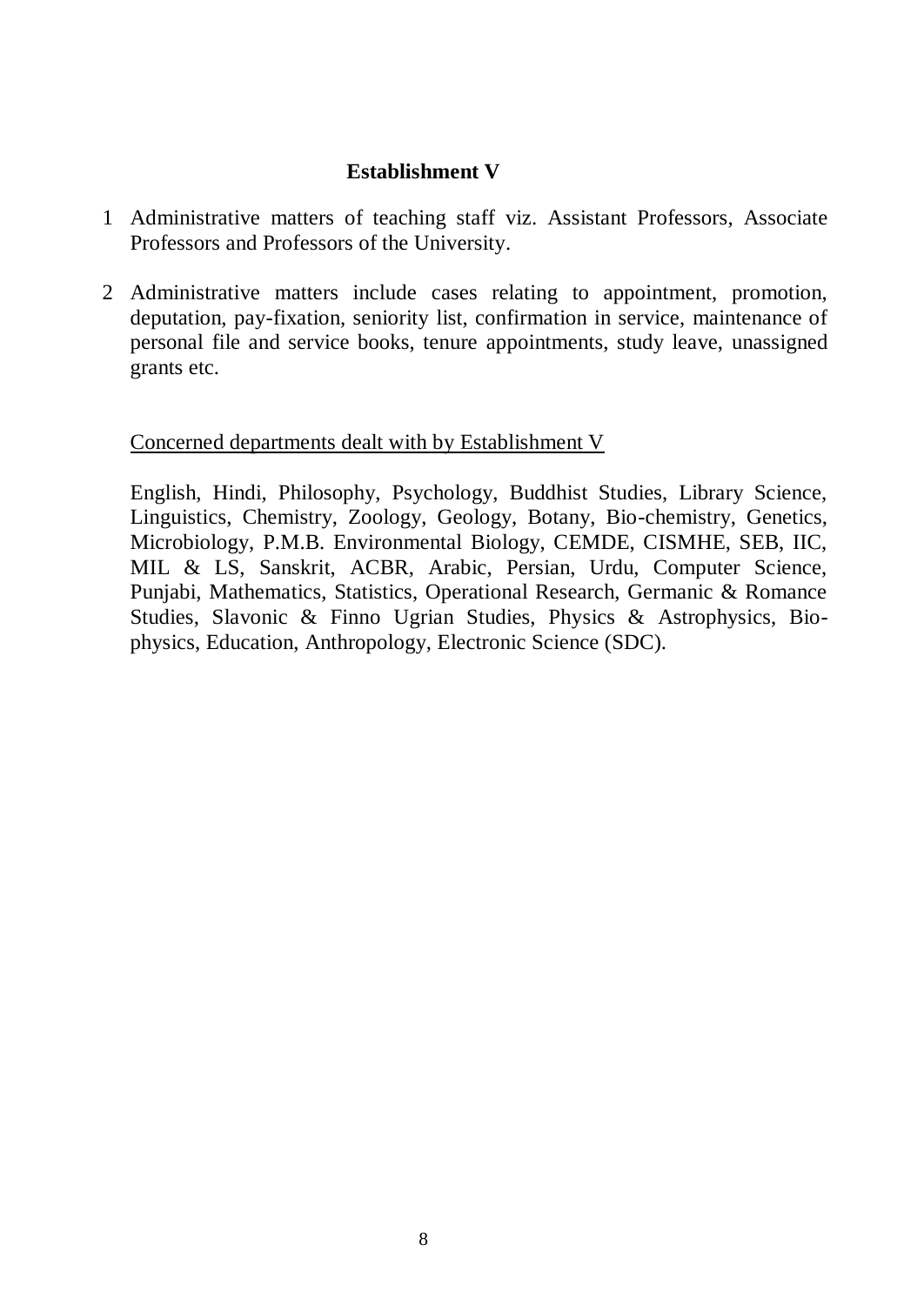## Establishment V

1. Administrative matters of teaching staff viz. Assistant Professors, Associate Professors and Professors of the University.

2. Administrative matters include cases relating to appointment, promotion, deputation, pay-fixation, seniority list, confirmation in service, maintenance of personal file and service books, tenure appointments, study leave, unassigned grants etc.

<u>Concerned departments dealt with by Establishment V</u>

English, Hindi, Philosophy, Psychology, Buddhist Studies, Library Science, Linguistics, Chemistry, Zoology, Geology, Botany, Bio-chemistry, Genetics, Microbiology, P.M.B. Environmental Biology, CEMDE, CISMHE, SEB, IIC, MIL & LS, Sanskrit, ACBR, Arabic, Persian, Urdu, Computer Science, Punjabi, Mathematics, Statistics, Operational Research, Germanic & Romance Studies, Slavonic & Finno Ugrian Studies, Physics & Astrophysics, Bio-physics, Education, Anthropology, Electronic Science (SDC).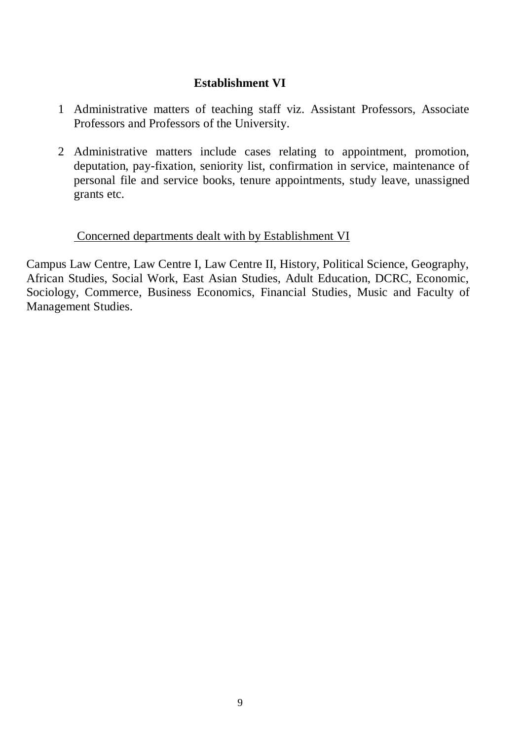## Establishment VI

1. Administrative matters of teaching staff viz. Assistant Professors, Associate Professors and Professors of the University.

2. Administrative matters include cases relating to appointment, promotion, deputation, pay-fixation, seniority list, confirmation in service, maintenance of personal file and service books, tenure appointments, study leave, unassigned grants etc.

<u>Concerned departments dealt with by Establishment VI</u>

Campus Law Centre, Law Centre I, Law Centre II, History, Political Science, Geography, African Studies, Social Work, East Asian Studies, Adult Education, DCRC, Economic, Sociology, Commerce, Business Economics, Financial Studies, Music and Faculty of Management Studies.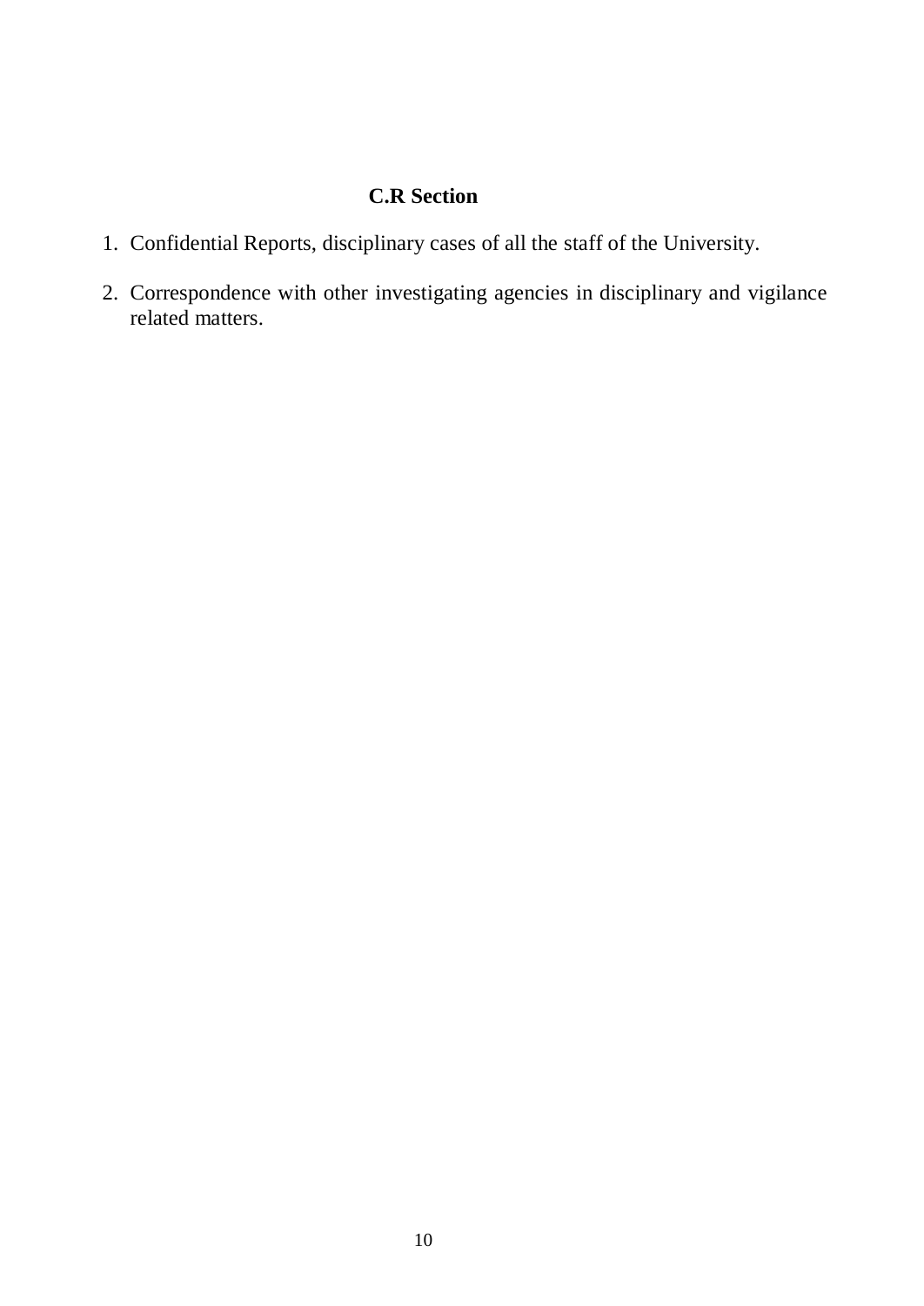## C.R Section

1. Confidential Reports, disciplinary cases of all the staff of the University.
2. Correspondence with other investigating agencies in disciplinary and vigilance related matters.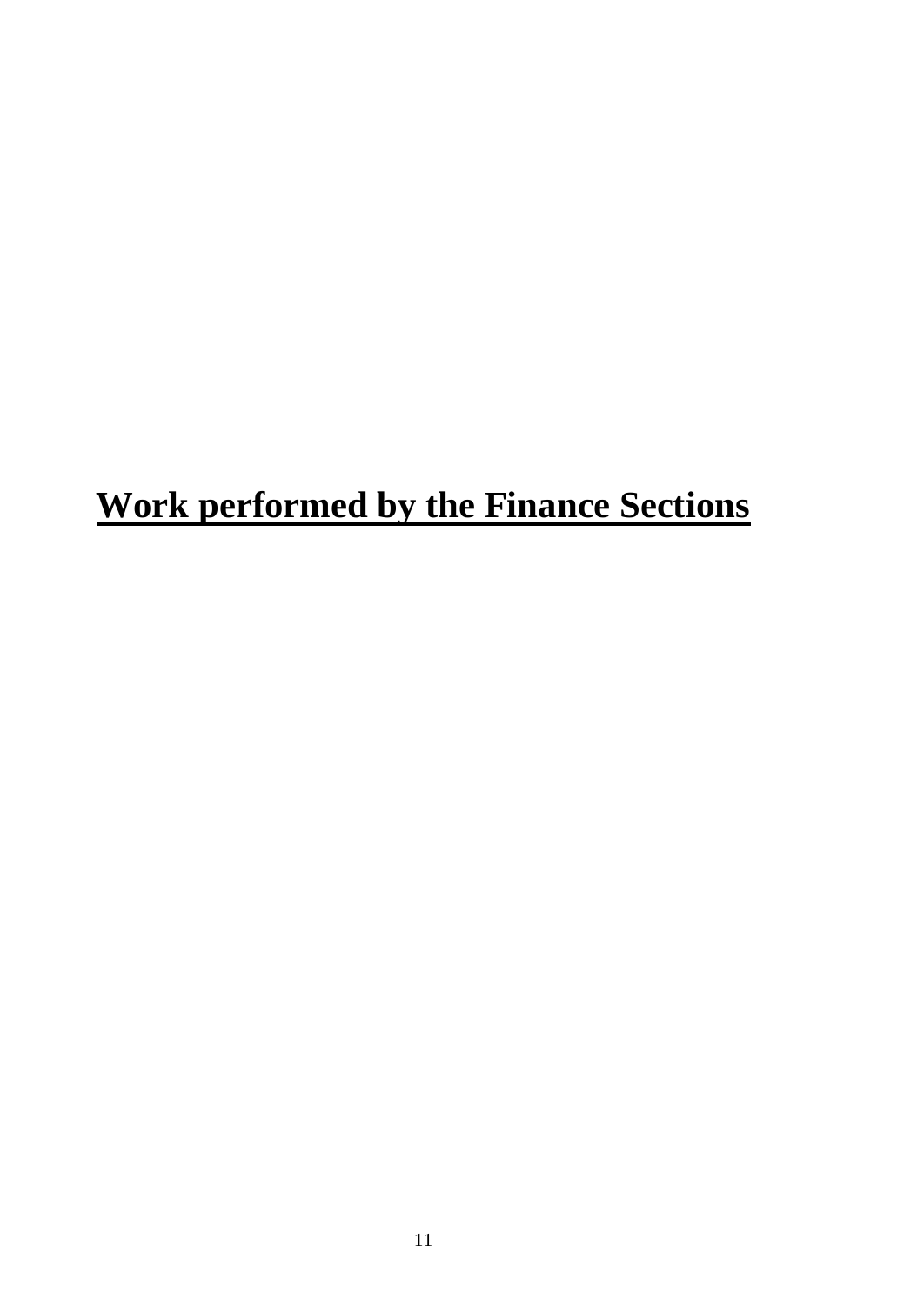# Work performed by the Finance Sections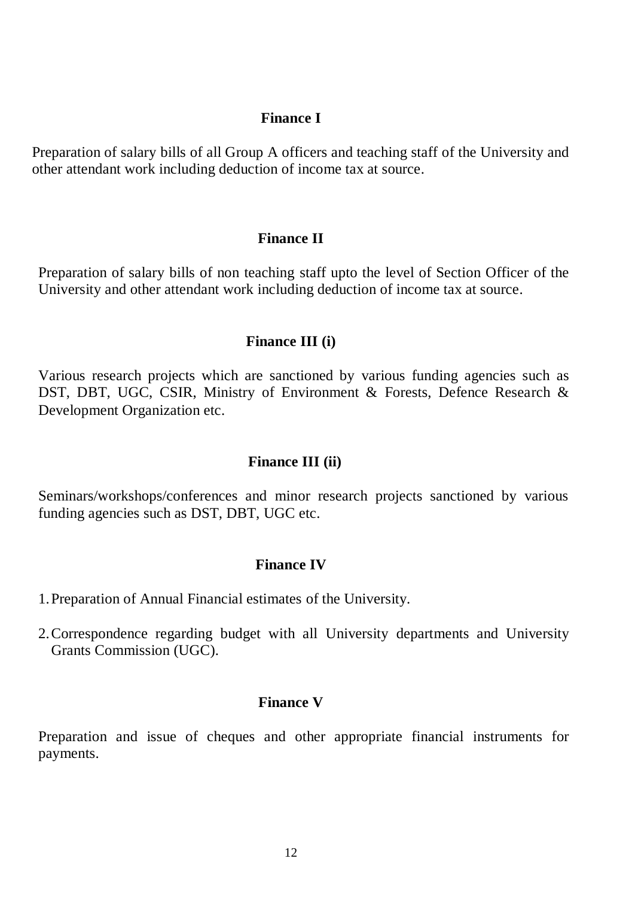### Finance I

Preparation of salary bills of all Group A officers and teaching staff of the University and other attendant work including deduction of income tax at source.

### Finance II

Preparation of salary bills of non teaching staff upto the level of Section Officer of the University and other attendant work including deduction of income tax at source.

### Finance III (i)

Various research projects which are sanctioned by various funding agencies such as DST, DBT, UGC, CSIR, Ministry of Environment & Forests, Defence Research & Development Organization etc.

### Finance III (ii)

Seminars/workshops/conferences and minor research projects sanctioned by various funding agencies such as DST, DBT, UGC etc.

### Finance IV

1. Preparation of Annual Financial estimates of the University.
2. Correspondence regarding budget with all University departments and University Grants Commission (UGC).

### Finance V

Preparation and issue of cheques and other appropriate financial instruments for payments.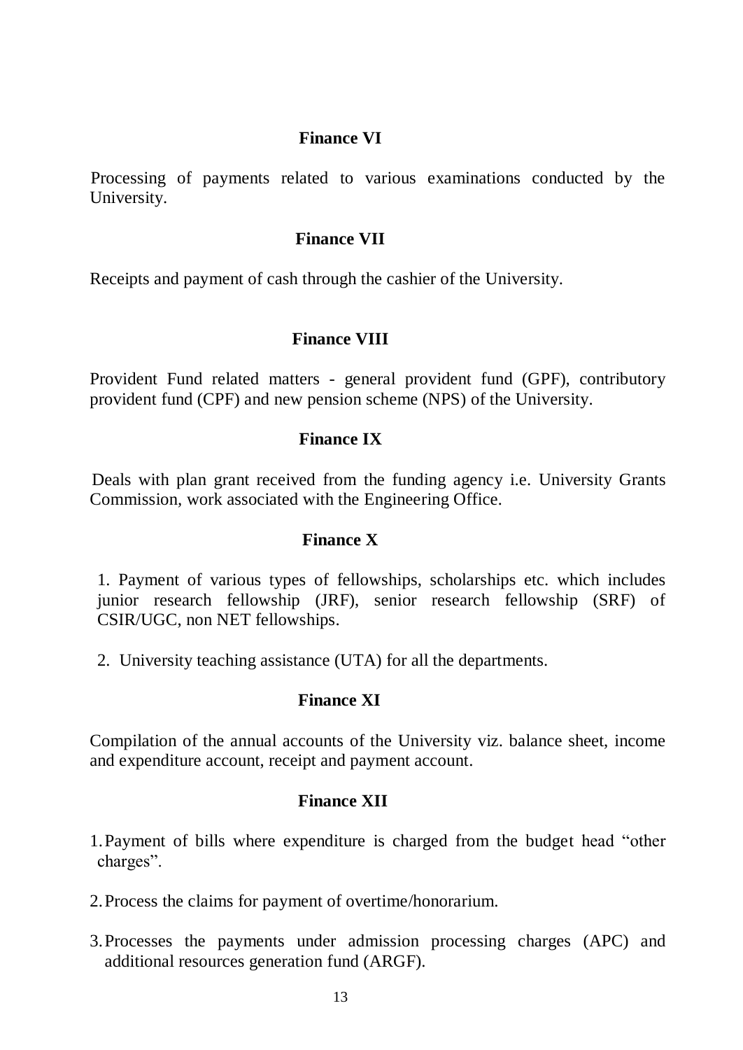### Finance VI

Processing of payments related to various examinations conducted by the University.

### Finance VII

Receipts and payment of cash through the cashier of the University.

### Finance VIII

Provident Fund related matters - general provident fund (GPF), contributory provident fund (CPF) and new pension scheme (NPS) of the University.

### Finance IX

Deals with plan grant received from the funding agency i.e. University Grants Commission, work associated with the Engineering Office.

### Finance X

1. Payment of various types of fellowships, scholarships etc. which includes junior research fellowship (JRF), senior research fellowship (SRF) of CSIR/UGC, non NET fellowships.

2. University teaching assistance (UTA) for all the departments.

### Finance XI

Compilation of the annual accounts of the University viz. balance sheet, income and expenditure account, receipt and payment account.

### Finance XII

1. Payment of bills where expenditure is charged from the budget head "other charges".

2. Process the claims for payment of overtime/honorarium.

3. Processes the payments under admission processing charges (APC) and additional resources generation fund (ARGF).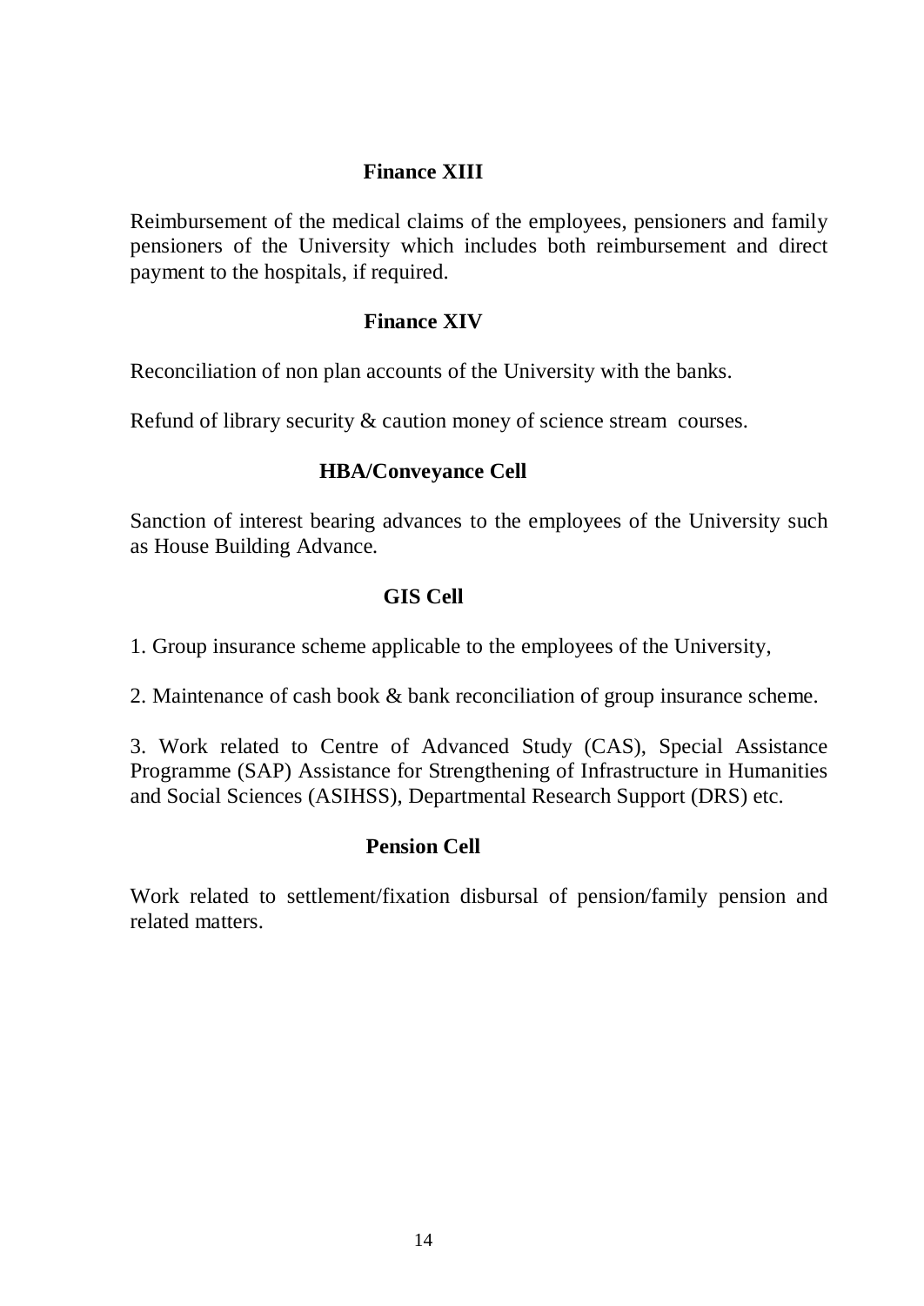## Finance XIII

Reimbursement of the medical claims of the employees, pensioners and family pensioners of the University which includes both reimbursement and direct payment to the hospitals, if required.

## Finance XIV

Reconciliation of non plan accounts of the University with the banks.

Refund of library security & caution money of science stream courses.

## HBA/Conveyance Cell

Sanction of interest bearing advances to the employees of the University such as House Building Advance.

## GIS Cell

1. Group insurance scheme applicable to the employees of the University,

2. Maintenance of cash book & bank reconciliation of group insurance scheme.

3. Work related to Centre of Advanced Study (CAS), Special Assistance Programme (SAP) Assistance for Strengthening of Infrastructure in Humanities and Social Sciences (ASIHSS), Departmental Research Support (DRS) etc.

## Pension Cell

Work related to settlement/fixation disbursal of pension/family pension and related matters.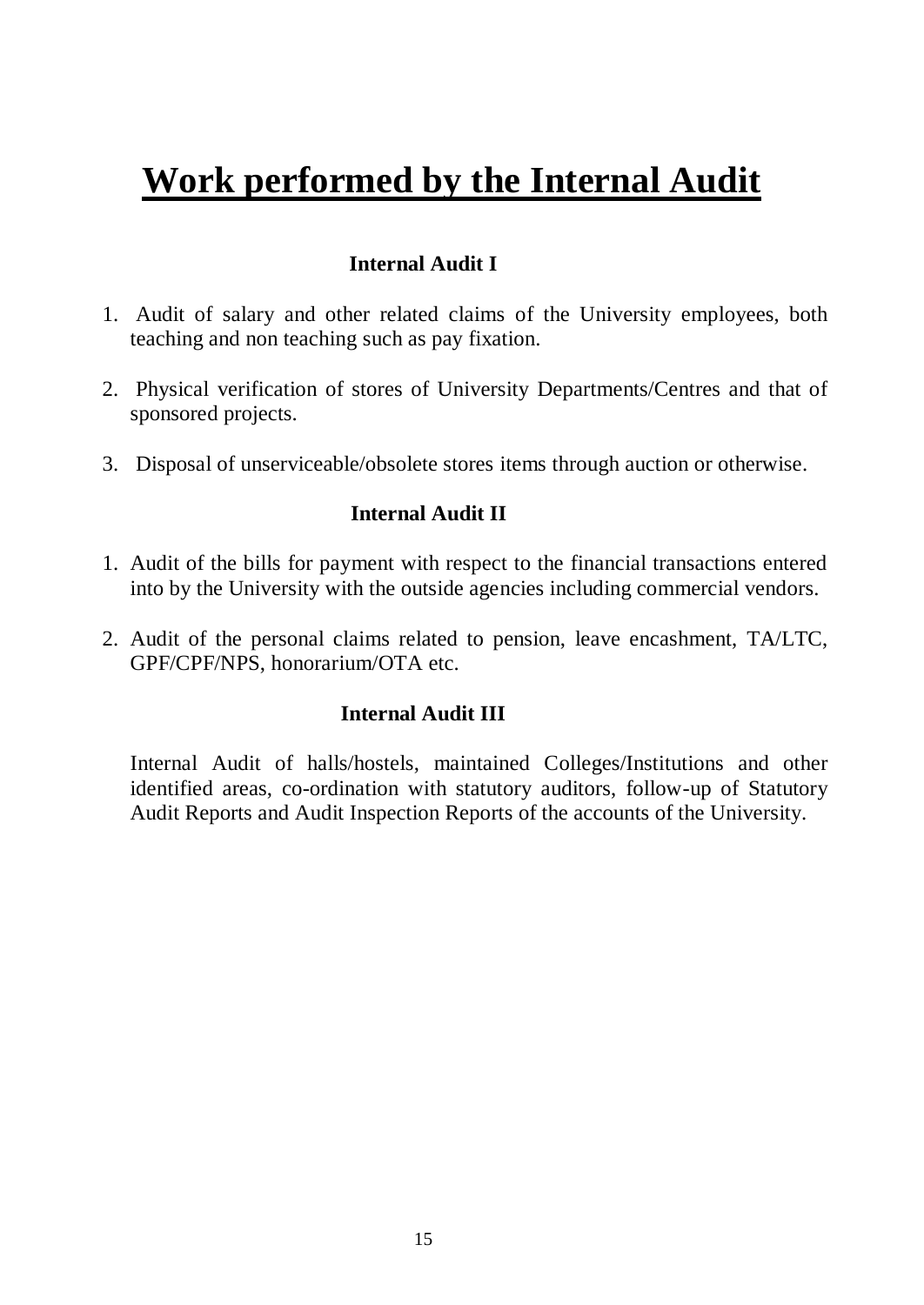# Work performed by the Internal Audit

### Internal Audit I

1. Audit of salary and other related claims of the University employees, both teaching and non teaching such as pay fixation.
2. Physical verification of stores of University Departments/Centres and that of sponsored projects.
3. Disposal of unserviceable/obsolete stores items through auction or otherwise.

### Internal Audit II

1. Audit of the bills for payment with respect to the financial transactions entered into by the University with the outside agencies including commercial vendors.
2. Audit of the personal claims related to pension, leave encashment, TA/LTC, GPF/CPF/NPS, honorarium/OTA etc.

### Internal Audit III

Internal Audit of halls/hostels, maintained Colleges/Institutions and other identified areas, co-ordination with statutory auditors, follow-up of Statutory Audit Reports and Audit Inspection Reports of the accounts of the University.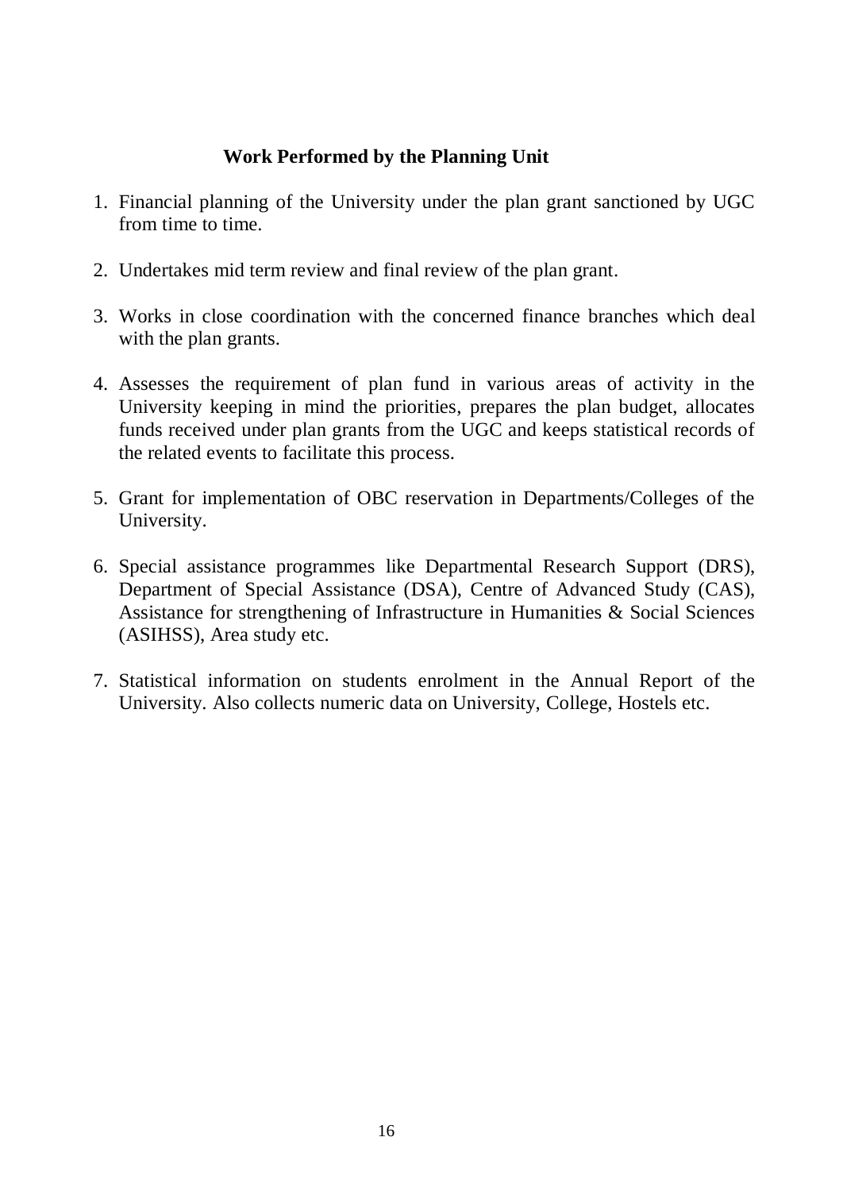## Work Performed by the Planning Unit

1. Financial planning of the University under the plan grant sanctioned by UGC from time to time.

2. Undertakes mid term review and final review of the plan grant.

3. Works in close coordination with the concerned finance branches which deal with the plan grants.

4. Assesses the requirement of plan fund in various areas of activity in the University keeping in mind the priorities, prepares the plan budget, allocates funds received under plan grants from the UGC and keeps statistical records of the related events to facilitate this process.

5. Grant for implementation of OBC reservation in Departments/Colleges of the University.

6. Special assistance programmes like Departmental Research Support (DRS), Department of Special Assistance (DSA), Centre of Advanced Study (CAS), Assistance for strengthening of Infrastructure in Humanities & Social Sciences (ASIHSS), Area study etc.

7. Statistical information on students enrolment in the Annual Report of the University. Also collects numeric data on University, College, Hostels etc.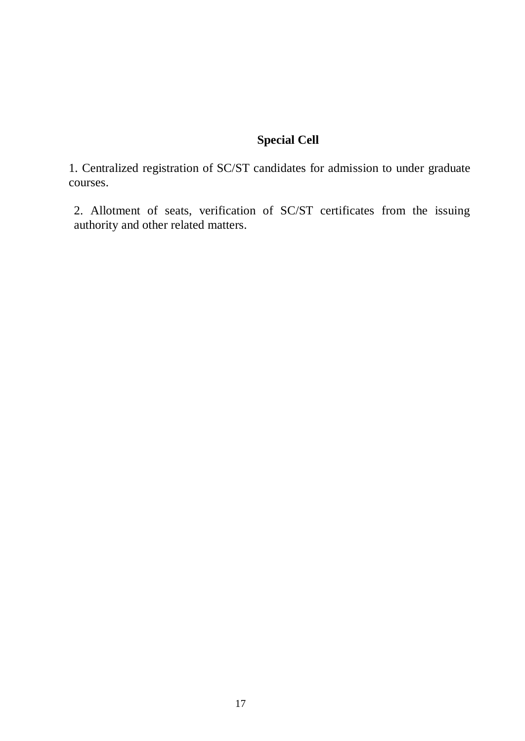## Special Cell

1. Centralized registration of SC/ST candidates for admission to under graduate courses.

2. Allotment of seats, verification of SC/ST certificates from the issuing authority and other related matters.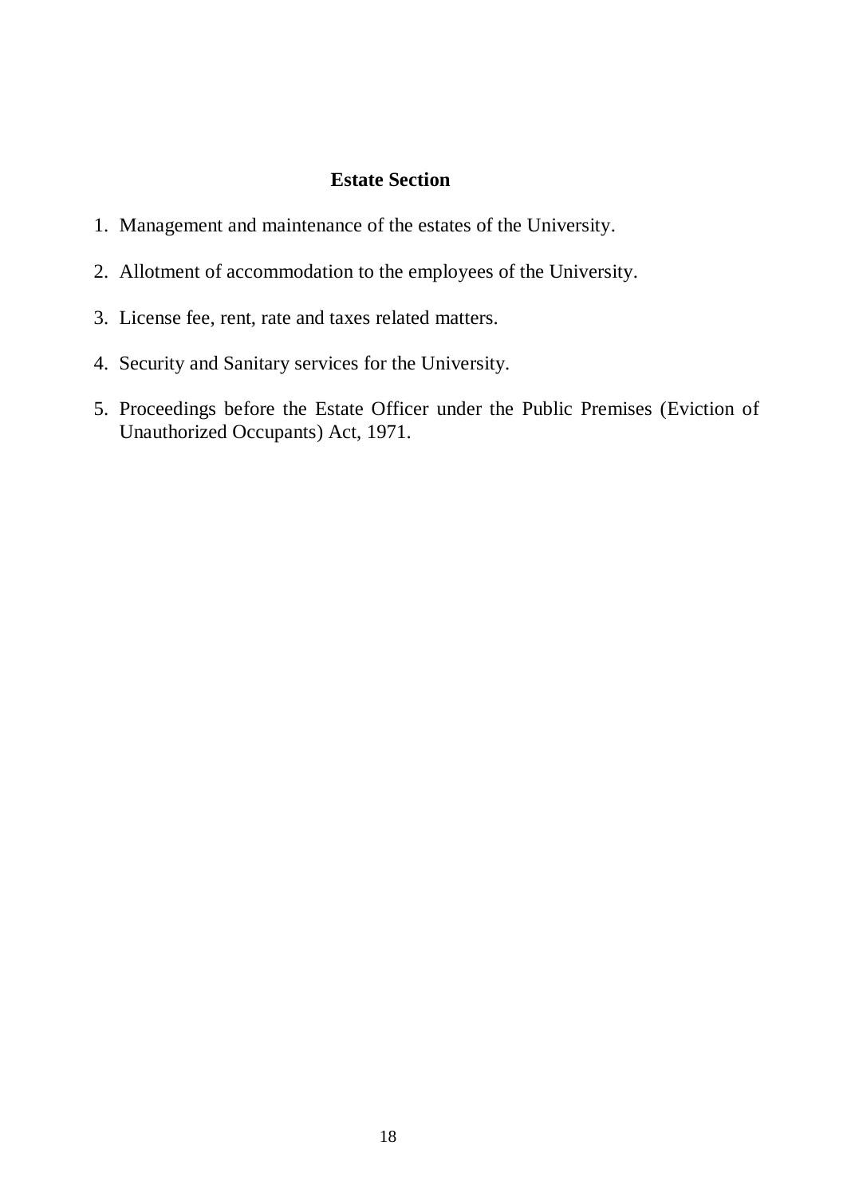## Estate Section

1. Management and maintenance of the estates of the University.
2. Allotment of accommodation to the employees of the University.
3. License fee, rent, rate and taxes related matters.
4. Security and Sanitary services for the University.
5. Proceedings before the Estate Officer under the Public Premises (Eviction of Unauthorized Occupants) Act, 1971.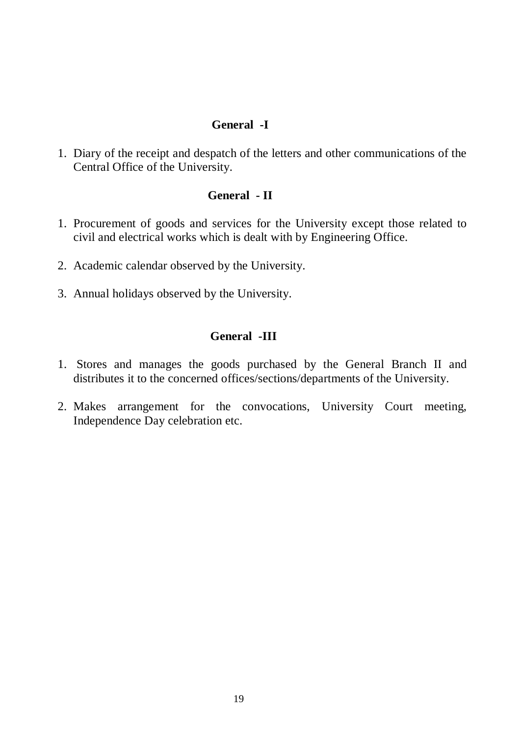## General -I

1. Diary of the receipt and despatch of the letters and other communications of the Central Office of the University.

## General - II

1. Procurement of goods and services for the University except those related to civil and electrical works which is dealt with by Engineering Office.

2. Academic calendar observed by the University.

3. Annual holidays observed by the University.

## General -III

1. Stores and manages the goods purchased by the General Branch II and distributes it to the concerned offices/sections/departments of the University.

2. Makes arrangement for the convocations, University Court meeting, Independence Day celebration etc.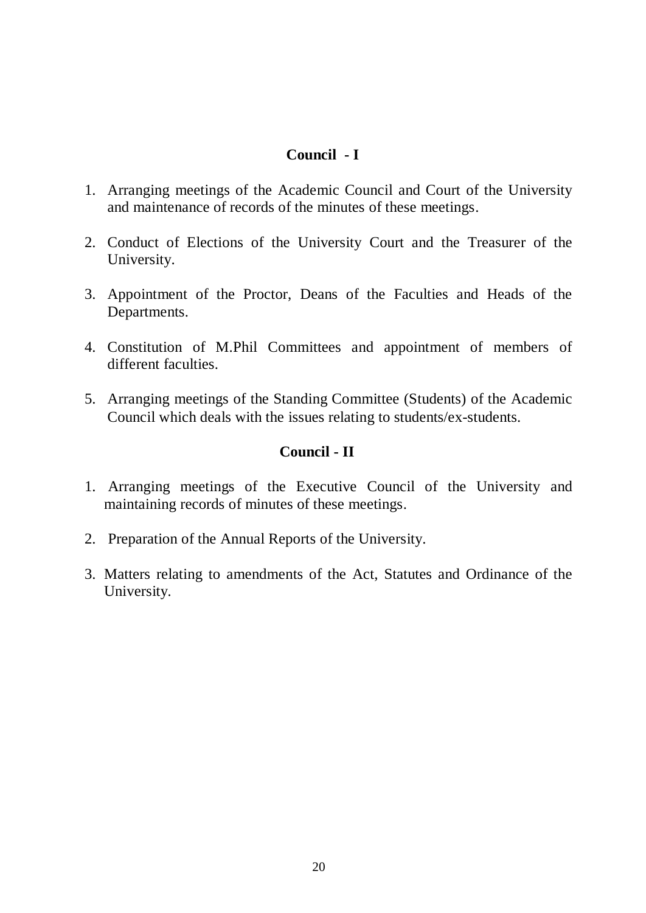## Council - I

1. Arranging meetings of the Academic Council and Court of the University and maintenance of records of the minutes of these meetings.

2. Conduct of Elections of the University Court and the Treasurer of the University.

3. Appointment of the Proctor, Deans of the Faculties and Heads of the Departments.

4. Constitution of M.Phil Committees and appointment of members of different faculties.

5. Arranging meetings of the Standing Committee (Students) of the Academic Council which deals with the issues relating to students/ex-students.

## Council - II

1. Arranging meetings of the Executive Council of the University and maintaining records of minutes of these meetings.

2. Preparation of the Annual Reports of the University.

3. Matters relating to amendments of the Act, Statutes and Ordinance of the University.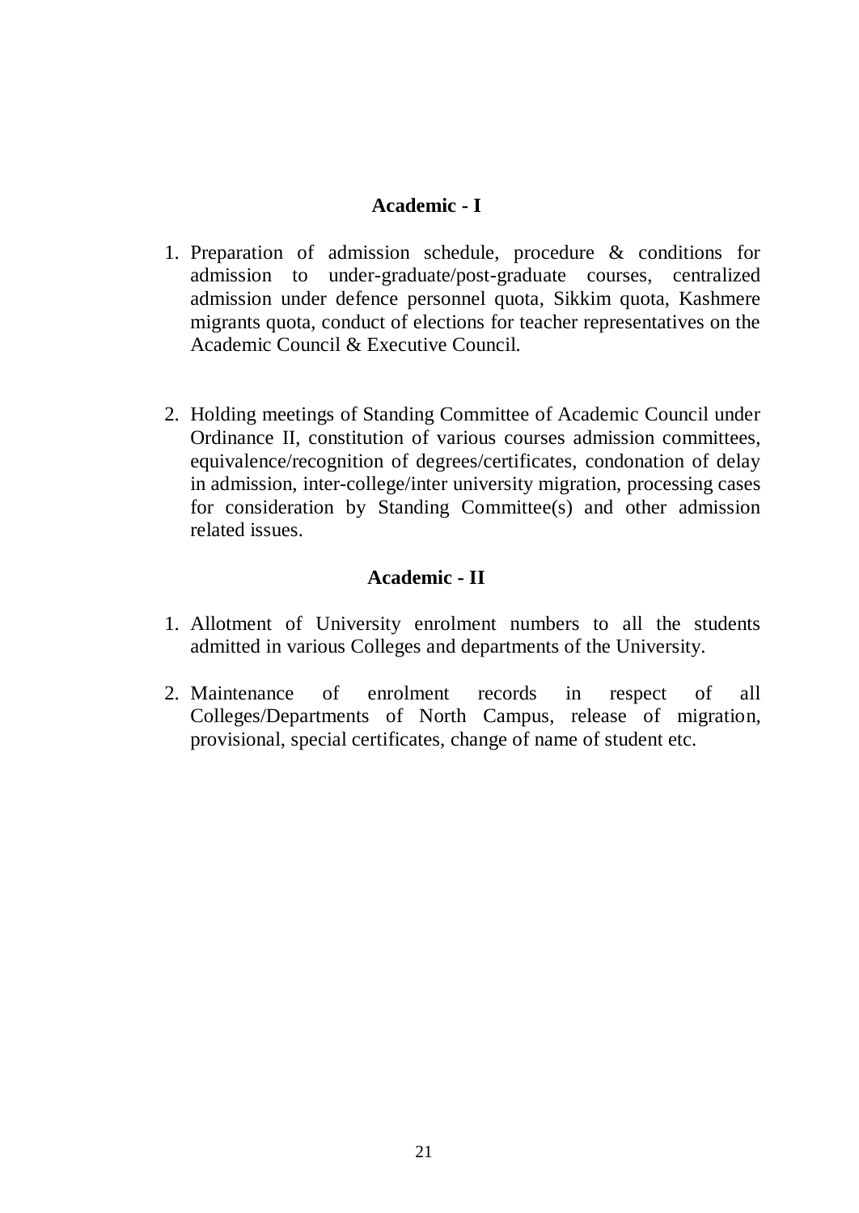## Academic - I

1. Preparation of admission schedule, procedure & conditions for admission to under-graduate/post-graduate courses, centralized admission under defence personnel quota, Sikkim quota, Kashmere migrants quota, conduct of elections for teacher representatives on the Academic Council & Executive Council.

2. Holding meetings of Standing Committee of Academic Council under Ordinance II, constitution of various courses admission committees, equivalence/recognition of degrees/certificates, condonation of delay in admission, inter-college/inter university migration, processing cases for consideration by Standing Committee(s) and other admission related issues.

## Academic - II

1. Allotment of University enrolment numbers to all the students admitted in various Colleges and departments of the University.

2. Maintenance of enrolment records in respect of all Colleges/Departments of North Campus, release of migration, provisional, special certificates, change of name of student etc.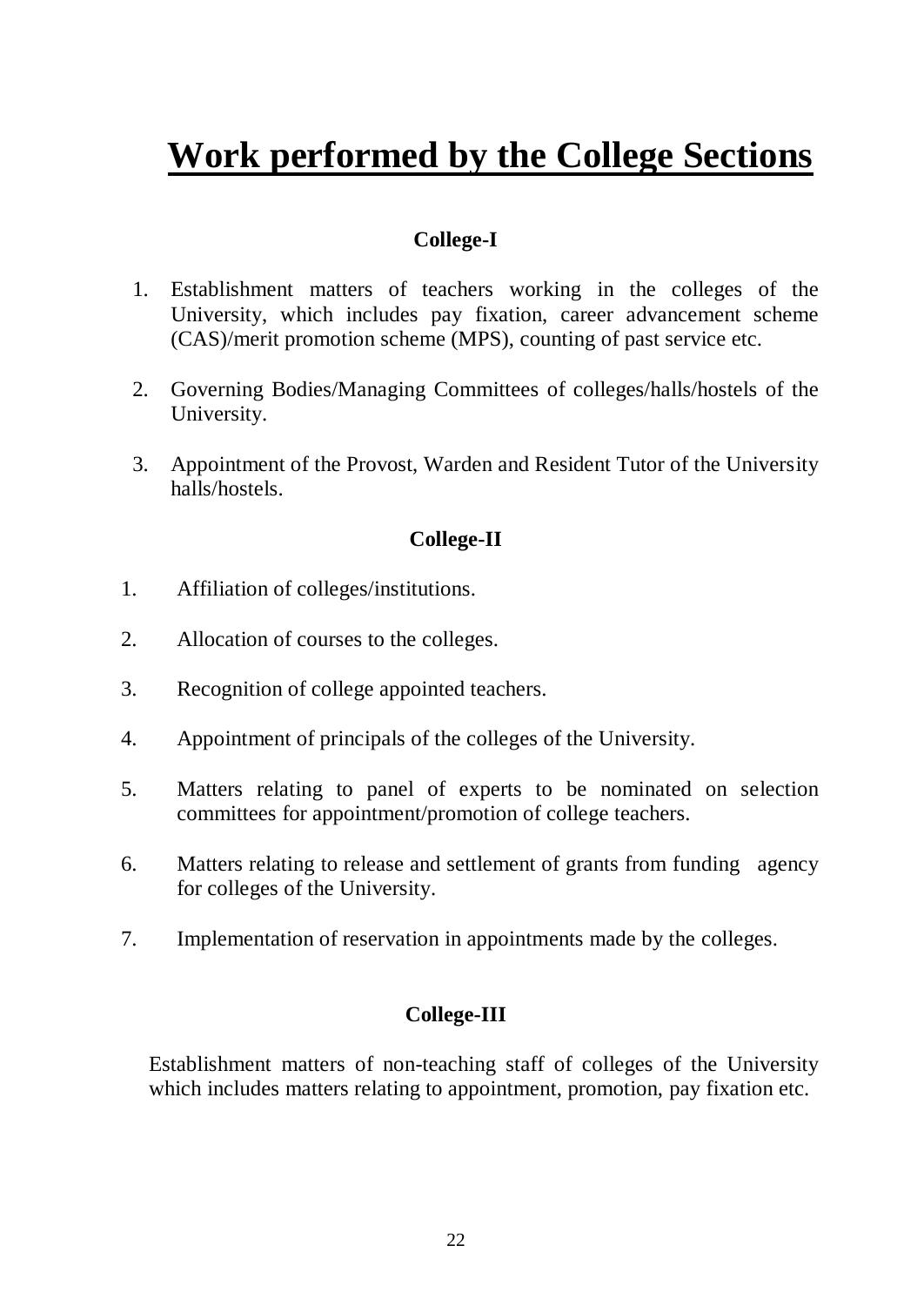# Work performed by the College Sections

### College-I

1. Establishment matters of teachers working in the colleges of the University, which includes pay fixation, career advancement scheme (CAS)/merit promotion scheme (MPS), counting of past service etc.
2. Governing Bodies/Managing Committees of colleges/halls/hostels of the University.
3. Appointment of the Provost, Warden and Resident Tutor of the University halls/hostels.

### College-II

1. Affiliation of colleges/institutions.
2. Allocation of courses to the colleges.
3. Recognition of college appointed teachers.
4. Appointment of principals of the colleges of the University.
5. Matters relating to panel of experts to be nominated on selection committees for appointment/promotion of college teachers.
6. Matters relating to release and settlement of grants from funding agency for colleges of the University.
7. Implementation of reservation in appointments made by the colleges.

### College-III

Establishment matters of non-teaching staff of colleges of the University which includes matters relating to appointment, promotion, pay fixation etc.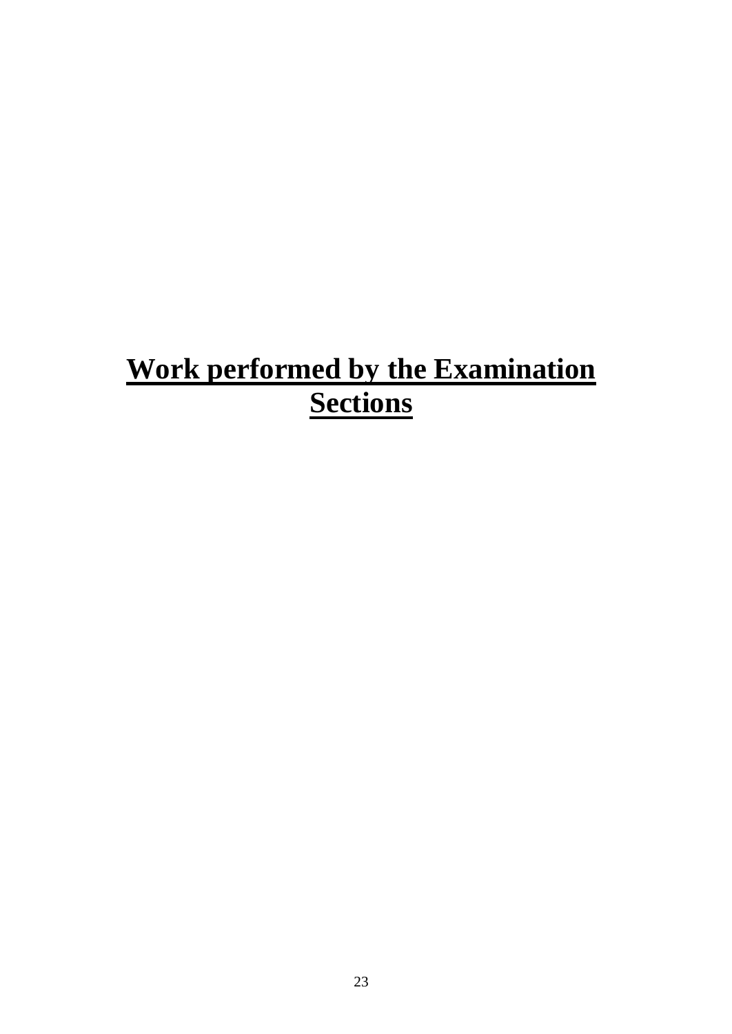# Work performed by the Examination Sections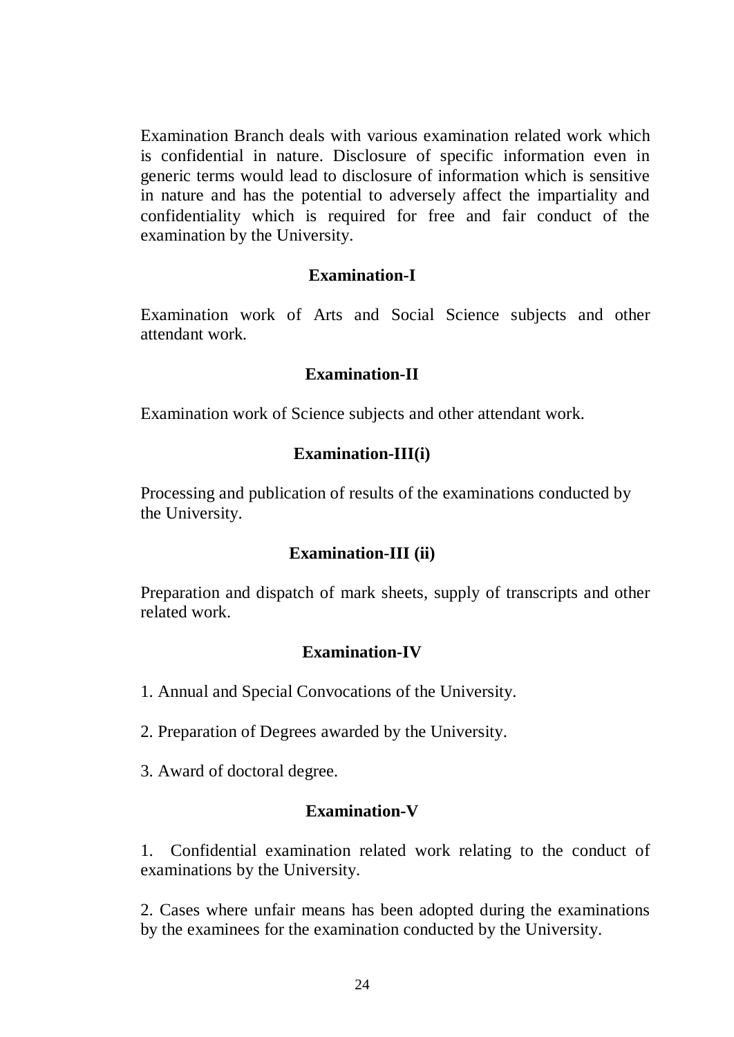Examination Branch deals with various examination related work which is confidential in nature. Disclosure of specific information even in generic terms would lead to disclosure of information which is sensitive in nature and has the potential to adversely affect the impartiality and confidentiality which is required for free and fair conduct of the examination by the University.

### Examination-I

Examination work of Arts and Social Science subjects and other attendant work.

### Examination-II

Examination work of Science subjects and other attendant work.

### Examination-III(i)

Processing and publication of results of the examinations conducted by the University.

### Examination-III (ii)

Preparation and dispatch of mark sheets, supply of transcripts and other related work.

### Examination-IV

1. Annual and Special Convocations of the University.

2. Preparation of Degrees awarded by the University.

3. Award of doctoral degree.

### Examination-V

1. Confidential examination related work relating to the conduct of examinations by the University.

2. Cases where unfair means has been adopted during the examinations by the examinees for the examination conducted by the University.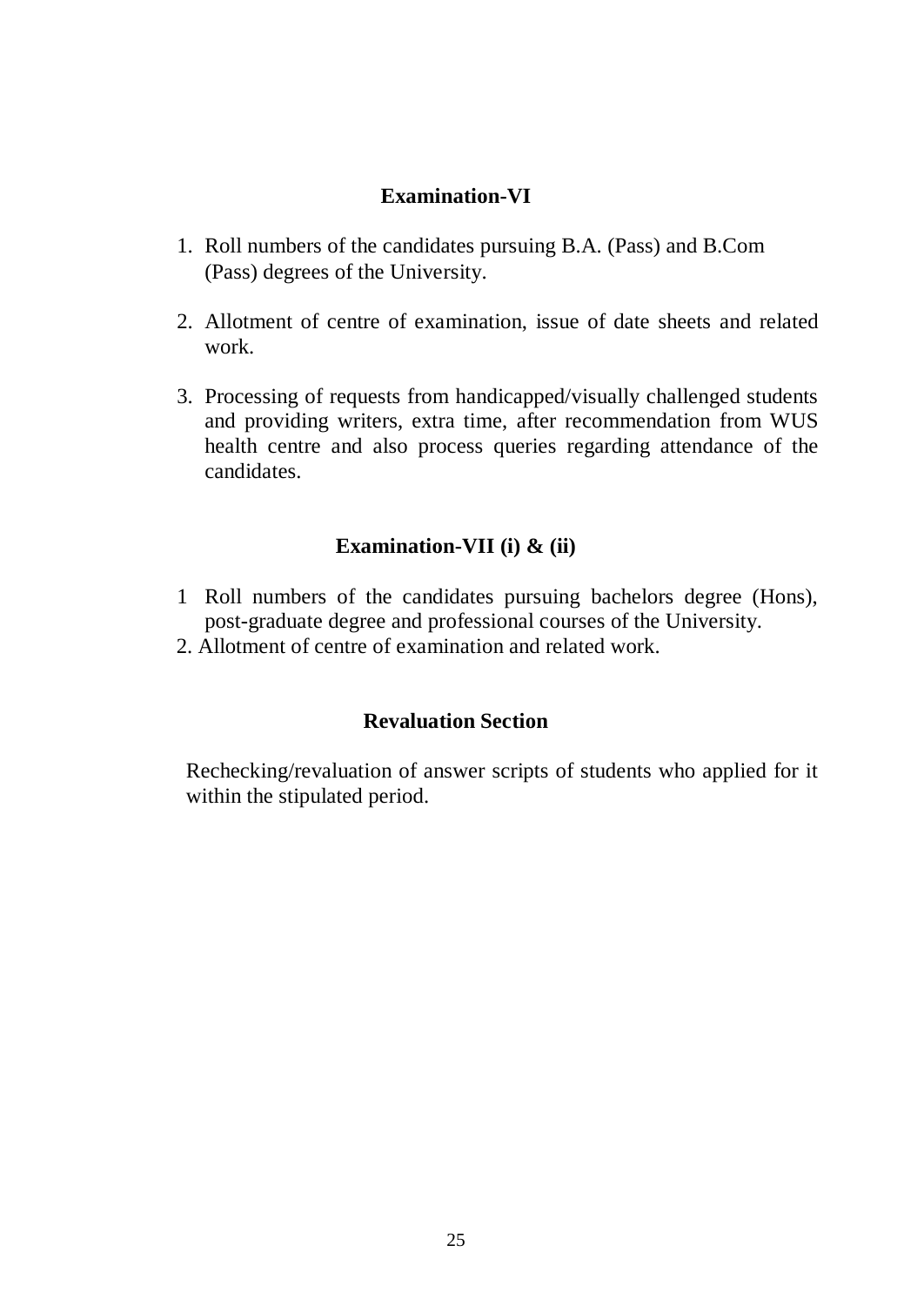## Examination-VI

1. Roll numbers of the candidates pursuing B.A. (Pass) and B.Com (Pass) degrees of the University.

2. Allotment of centre of examination, issue of date sheets and related work.

3. Processing of requests from handicapped/visually challenged students and providing writers, extra time, after recommendation from WUS health centre and also process queries regarding attendance of the candidates.

## Examination-VII (i) & (ii)

1. Roll numbers of the candidates pursuing bachelors degree (Hons), post-graduate degree and professional courses of the University.
2. Allotment of centre of examination and related work.

## Revaluation Section

Rechecking/revaluation of answer scripts of students who applied for it within the stipulated period.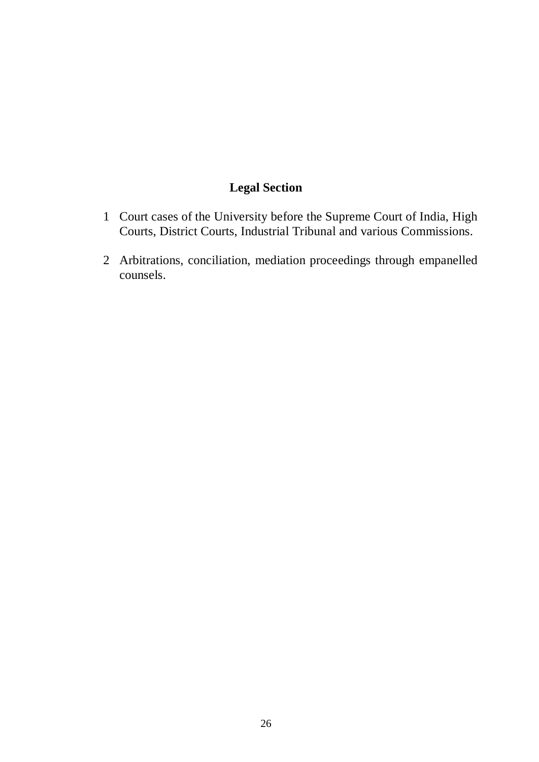## Legal Section

1. Court cases of the University before the Supreme Court of India, High Courts, District Courts, Industrial Tribunal and various Commissions.

2. Arbitrations, conciliation, mediation proceedings through empanelled counsels.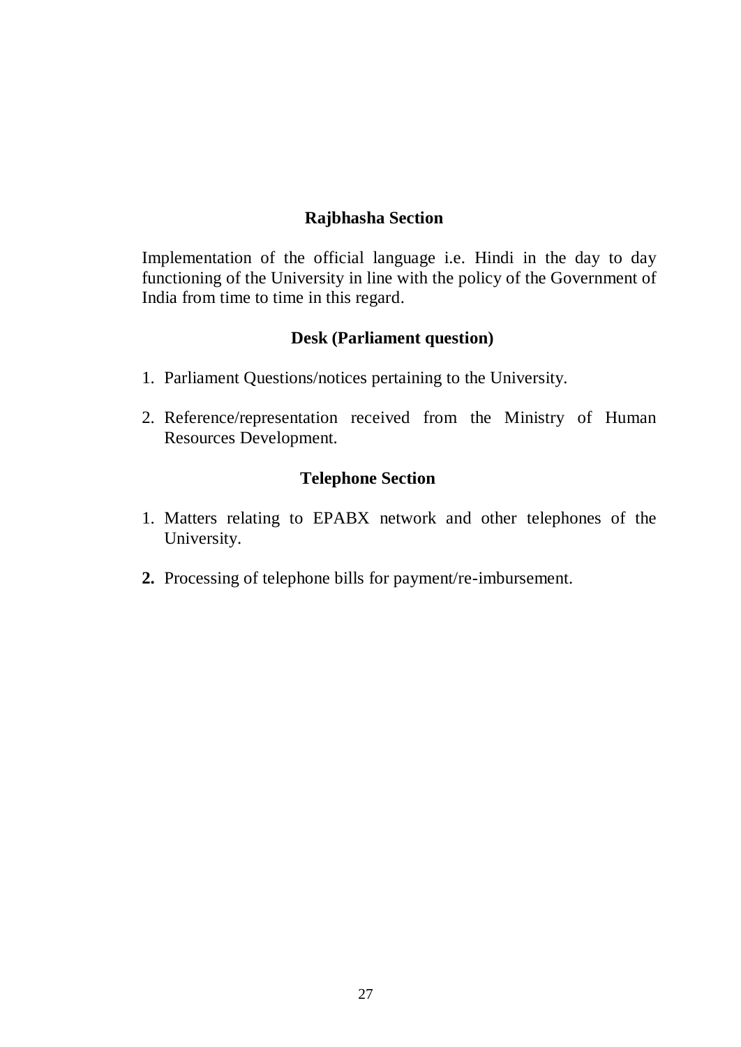## Rajbhasha Section

Implementation of the official language i.e. Hindi in the day to day functioning of the University in line with the policy of the Government of India from time to time in this regard.

## Desk (Parliament question)

1. Parliament Questions/notices pertaining to the University.
2. Reference/representation received from the Ministry of Human Resources Development.

## Telephone Section

1. Matters relating to EPABX network and other telephones of the University.
2. Processing of telephone bills for payment/re-imbursement.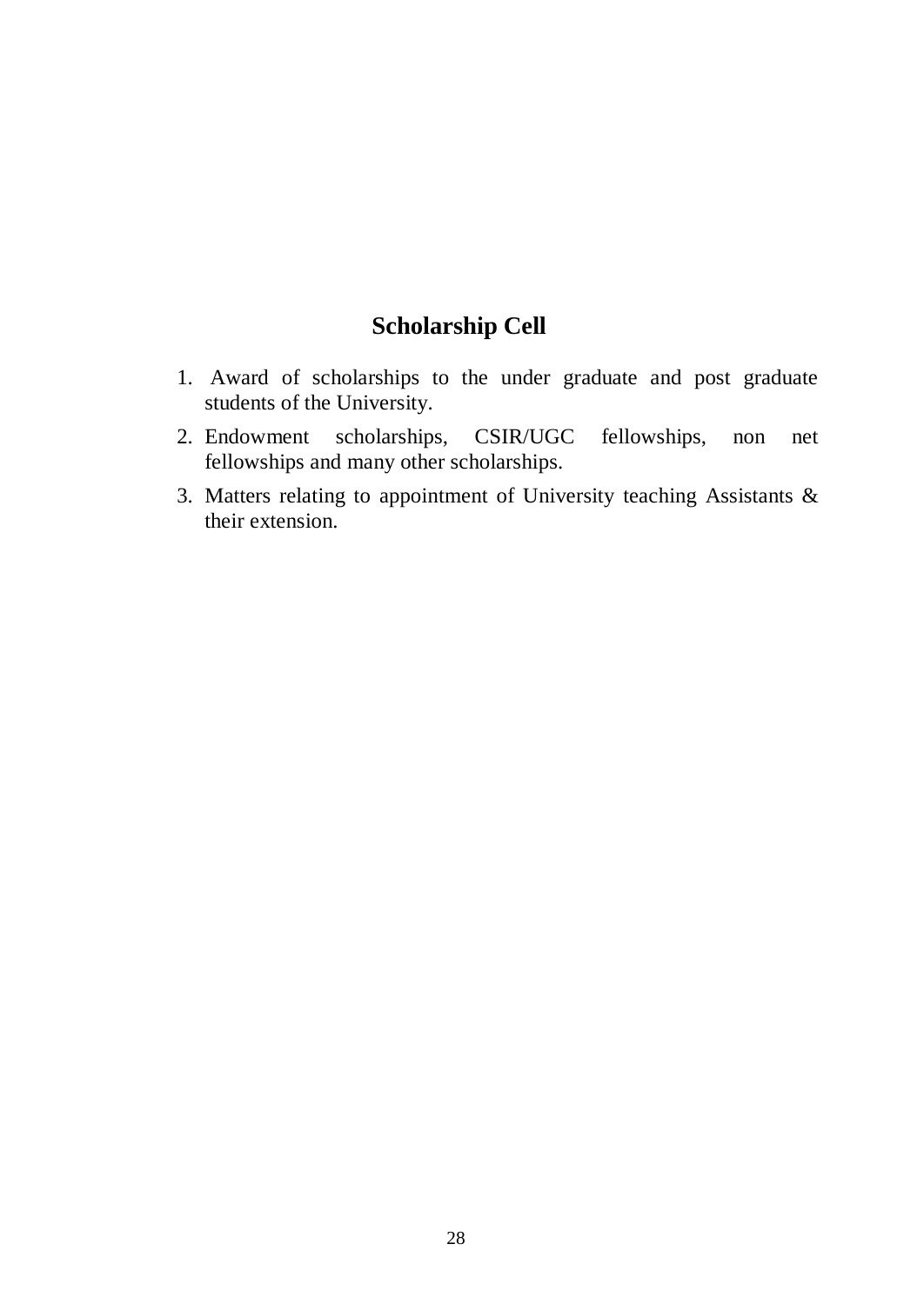## Scholarship Cell

1. Award of scholarships to the under graduate and post graduate students of the University.
2. Endowment scholarships, CSIR/UGC fellowships, non net fellowships and many other scholarships.
3. Matters relating to appointment of University teaching Assistants & their extension.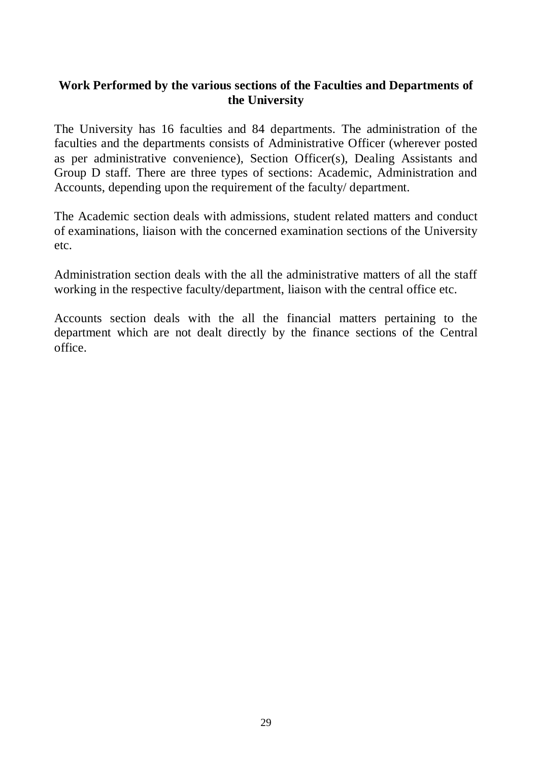**Work Performed by the various sections of the Faculties and Departments of the University**

The University has 16 faculties and 84 departments. The administration of the faculties and the departments consists of Administrative Officer (wherever posted as per administrative convenience), Section Officer(s), Dealing Assistants and Group D staff. There are three types of sections: Academic, Administration and Accounts, depending upon the requirement of the faculty/ department.

The Academic section deals with admissions, student related matters and conduct of examinations, liaison with the concerned examination sections of the University etc.

Administration section deals with the all the administrative matters of all the staff working in the respective faculty/department, liaison with the central office etc.

Accounts section deals with the all the financial matters pertaining to the department which are not dealt directly by the finance sections of the Central office.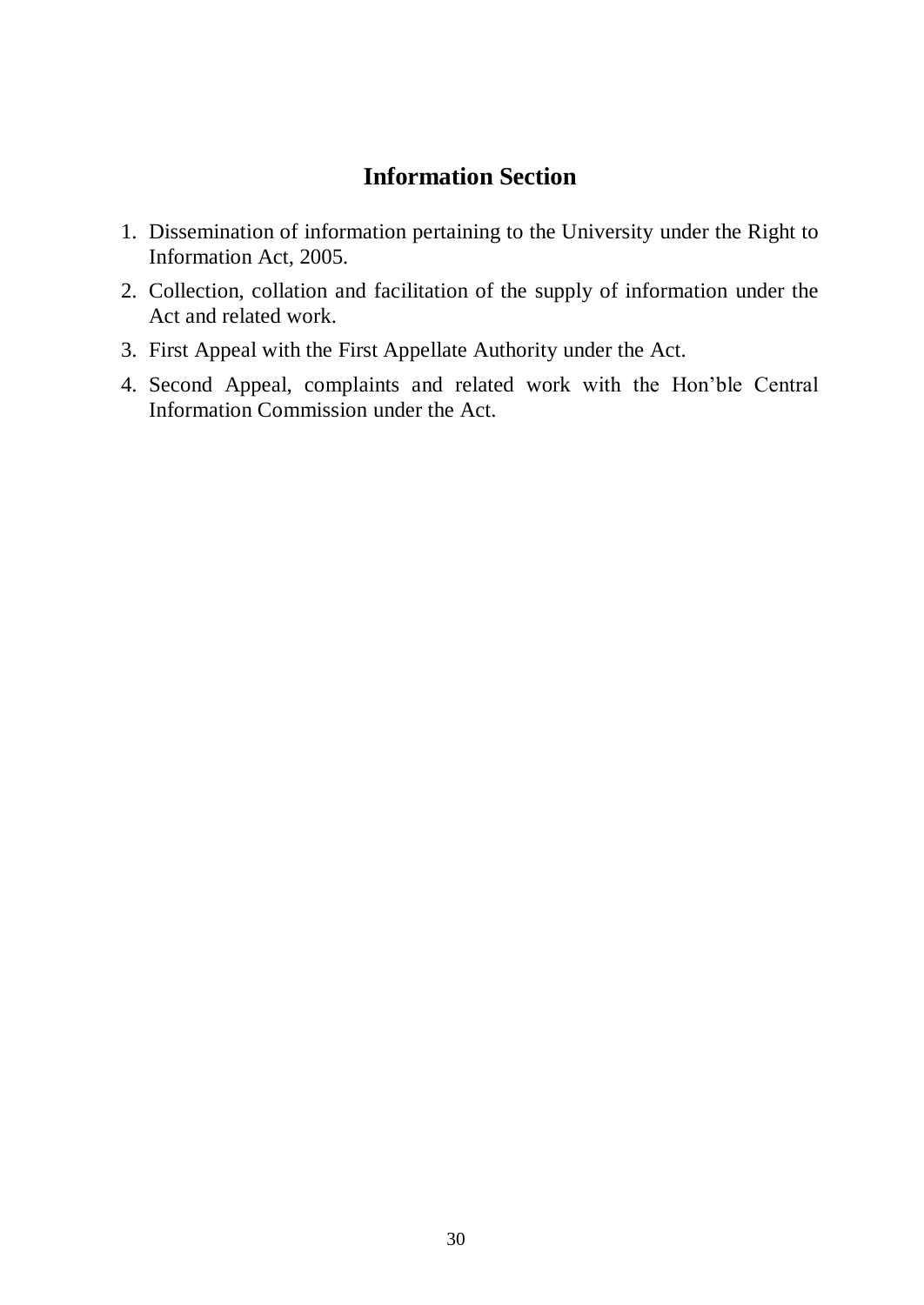## Information Section

1. Dissemination of information pertaining to the University under the Right to Information Act, 2005.
2. Collection, collation and facilitation of the supply of information under the Act and related work.
3. First Appeal with the First Appellate Authority under the Act.
4. Second Appeal, complaints and related work with the Hon'ble Central Information Commission under the Act.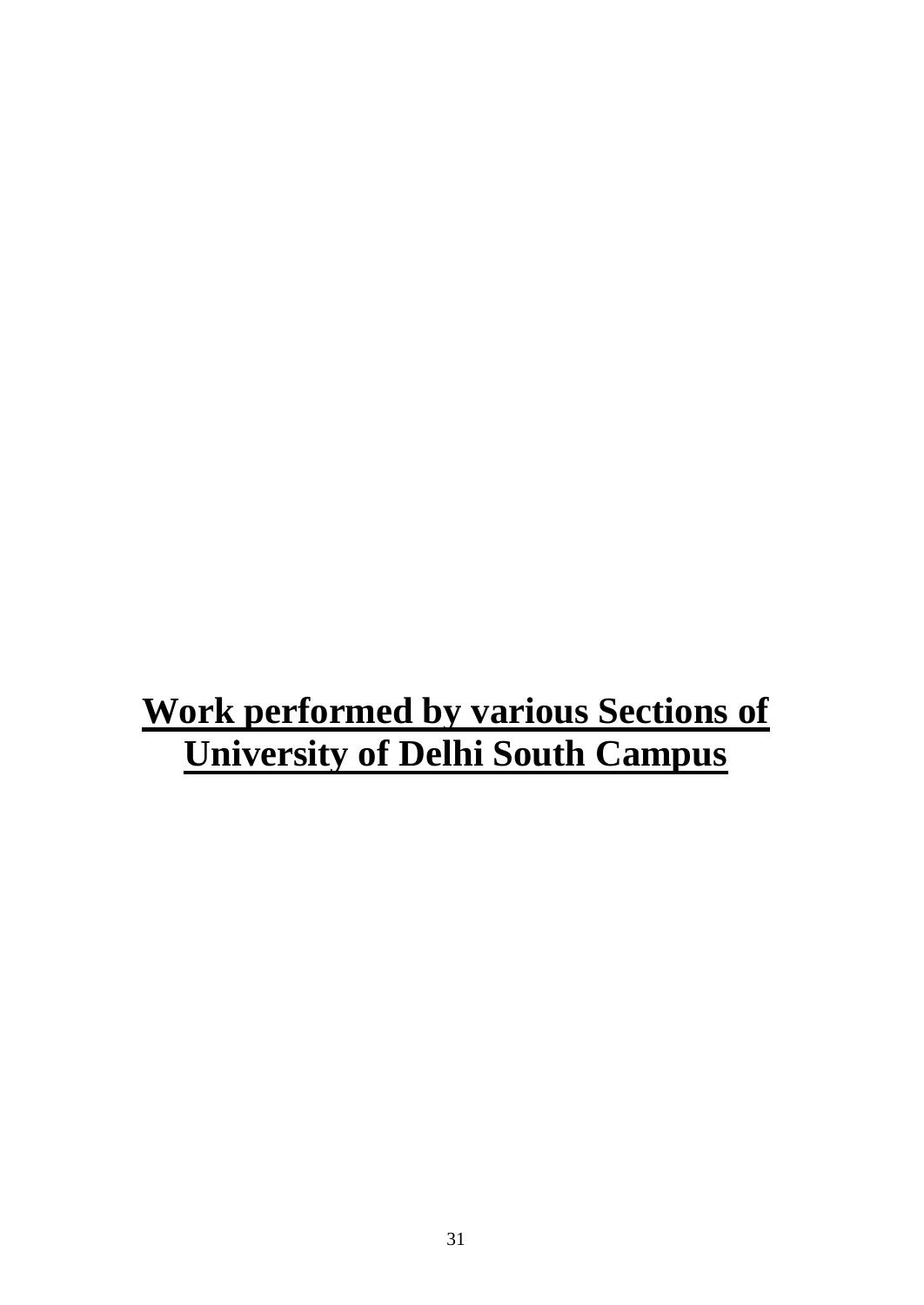# Work performed by various Sections of University of Delhi South Campus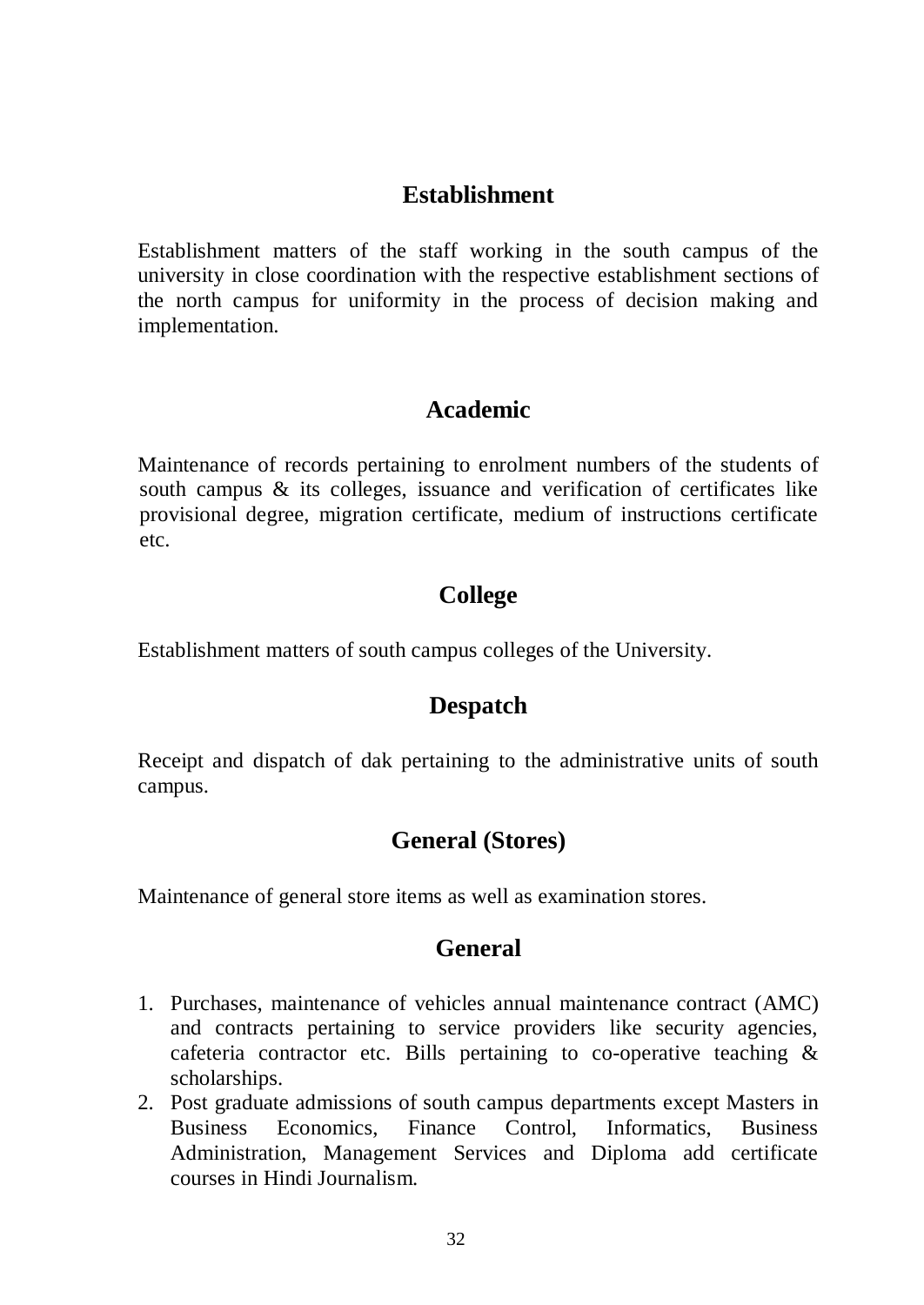## Establishment

Establishment matters of the staff working in the south campus of the university in close coordination with the respective establishment sections of the north campus for uniformity in the process of decision making and implementation.

## Academic

Maintenance of records pertaining to enrolment numbers of the students of south campus & its colleges, issuance and verification of certificates like provisional degree, migration certificate, medium of instructions certificate etc.

## College

Establishment matters of south campus colleges of the University.

## Despatch

Receipt and dispatch of dak pertaining to the administrative units of south campus.

## General (Stores)

Maintenance of general store items as well as examination stores.

## General

1. Purchases, maintenance of vehicles annual maintenance contract (AMC) and contracts pertaining to service providers like security agencies, cafeteria contractor etc. Bills pertaining to co-operative teaching & scholarships.
2. Post graduate admissions of south campus departments except Masters in Business Economics, Finance Control, Informatics, Business Administration, Management Services and Diploma add certificate courses in Hindi Journalism.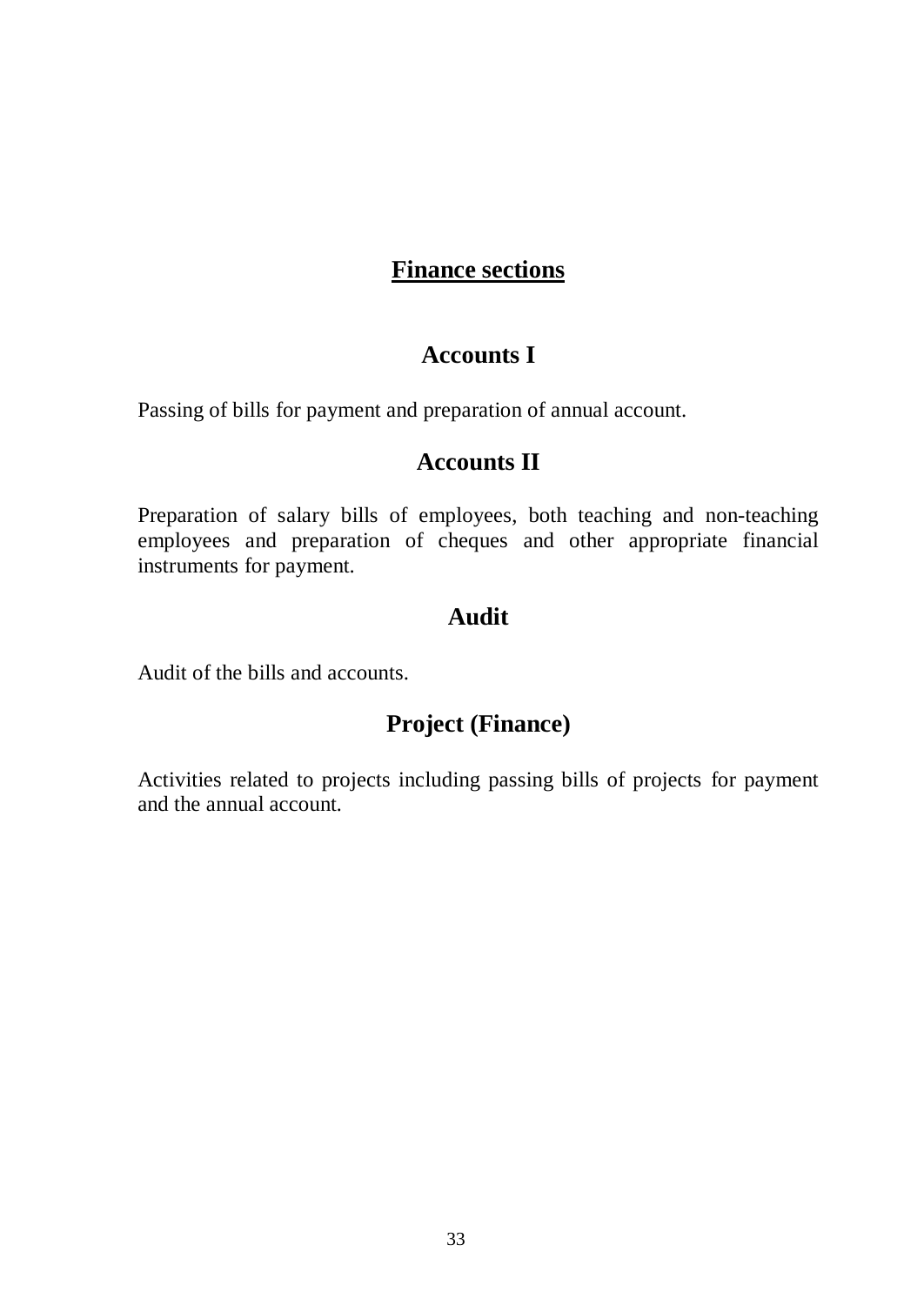# Finance sections

## Accounts I

Passing of bills for payment and preparation of annual account.

## Accounts II

Preparation of salary bills of employees, both teaching and non-teaching employees and preparation of cheques and other appropriate financial instruments for payment.

## Audit

Audit of the bills and accounts.

## Project (Finance)

Activities related to projects including passing bills of projects for payment and the annual account.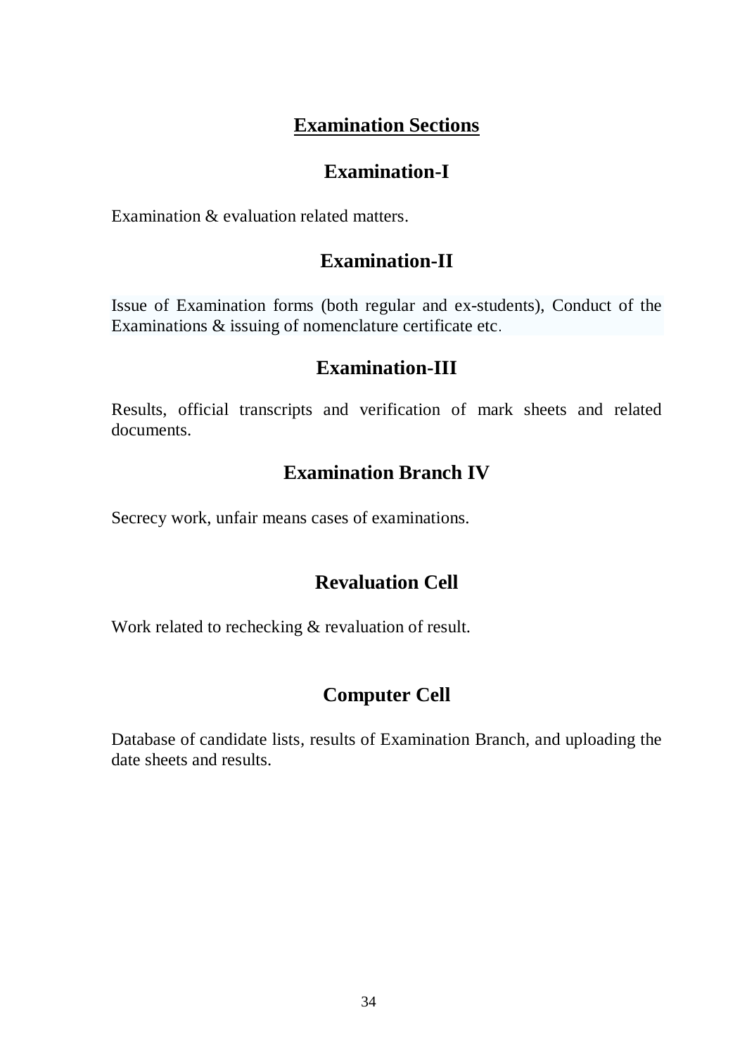# Examination Sections

## Examination-I

Examination & evaluation related matters.

## Examination-II

Issue of Examination forms (both regular and ex-students), Conduct of the Examinations & issuing of nomenclature certificate etc.

## Examination-III

Results, official transcripts and verification of mark sheets and related documents.

## Examination Branch IV

Secrecy work, unfair means cases of examinations.

## Revaluation Cell

Work related to rechecking & revaluation of result.

## Computer Cell

Database of candidate lists, results of Examination Branch, and uploading the date sheets and results.